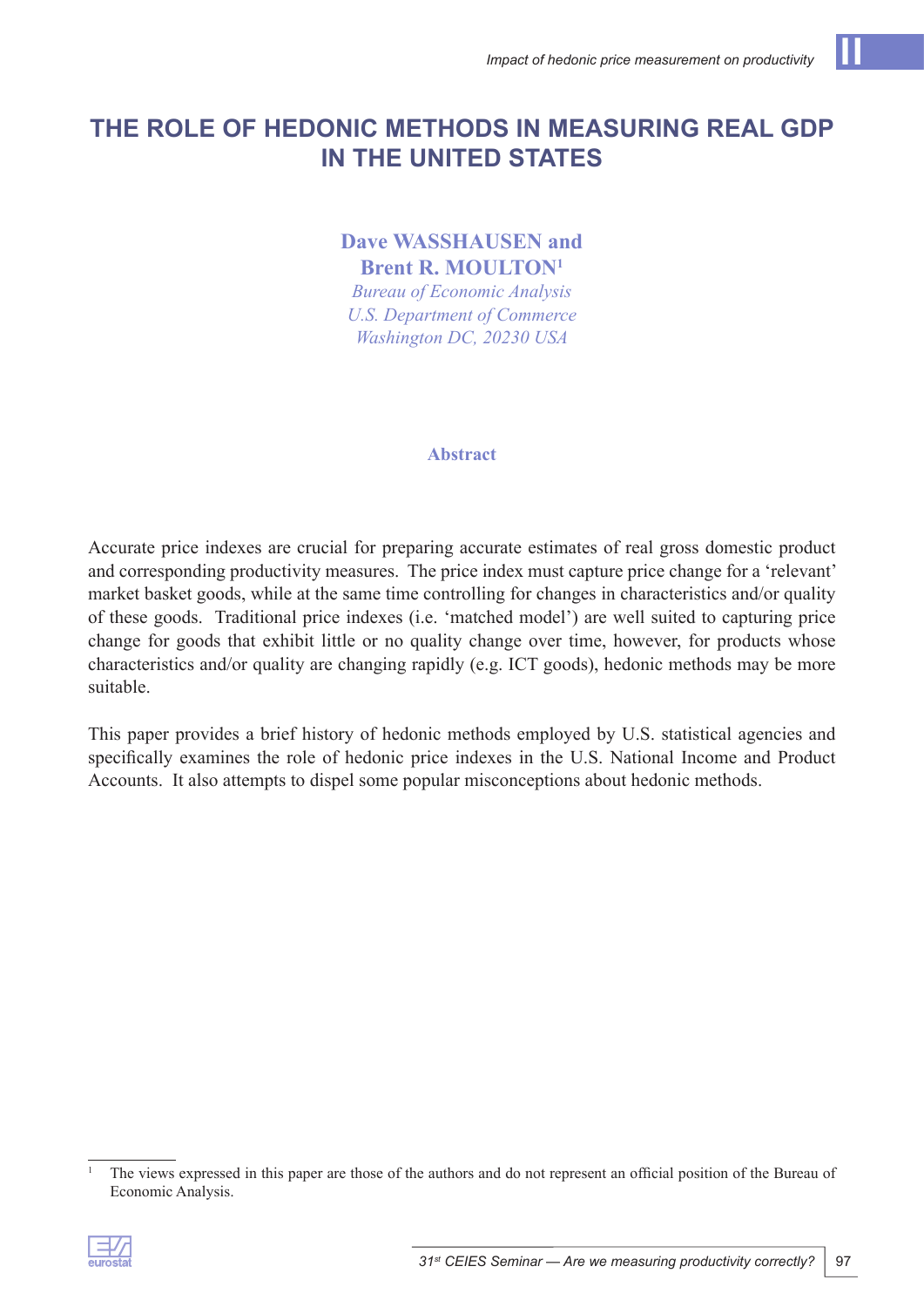# THE ROLE OF HEDONIC METHODS IN MEASURING REAL GDP IN THE UNITED STATES

**Dave WASSHAUSEN and Brent R. MOULTON**[1]

*Bureau of Economic Analysis*
*U.S. Department of Commerce*
*Washington DC, 20230 USA*

## Abstract

Accurate price indexes are crucial for preparing accurate estimates of real gross domestic product and corresponding productivity measures. The price index must capture price change for a 'relevant' market basket goods, while at the same time controlling for changes in characteristics and/or quality of these goods. Traditional price indexes (i.e. 'matched model') are well suited to capturing price change for goods that exhibit little or no quality change over time, however, for products whose characteristics and/or quality are changing rapidly (e.g. ICT goods), hedonic methods may be more suitable.

This paper provides a brief history of hedonic methods employed by U.S. statistical agencies and specifically examines the role of hedonic price indexes in the U.S. National Income and Product Accounts. It also attempts to dispel some popular misconceptions about hedonic methods.

[1] The views expressed in this paper are those of the authors and do not represent an official position of the Bureau of Economic Analysis.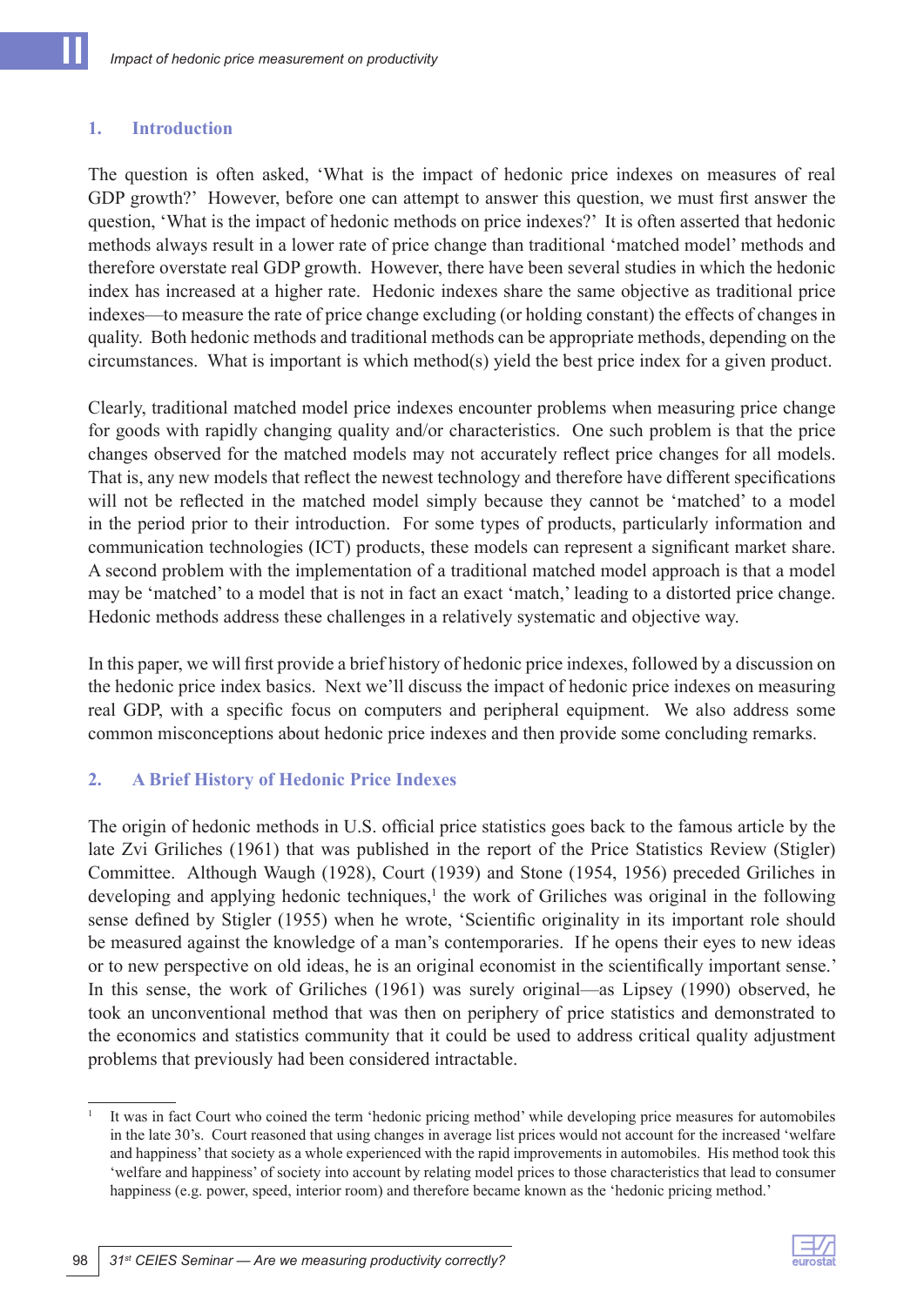## 1. Introduction

The question is often asked, 'What is the impact of hedonic price indexes on measures of real GDP growth?' However, before one can attempt to answer this question, we must first answer the question, 'What is the impact of hedonic methods on price indexes?' It is often asserted that hedonic methods always result in a lower rate of price change than traditional 'matched model' methods and therefore overstate real GDP growth. However, there have been several studies in which the hedonic index has increased at a higher rate. Hedonic indexes share the same objective as traditional price indexes—to measure the rate of price change excluding (or holding constant) the effects of changes in quality. Both hedonic methods and traditional methods can be appropriate methods, depending on the circumstances. What is important is which method(s) yield the best price index for a given product.

Clearly, traditional matched model price indexes encounter problems when measuring price change for goods with rapidly changing quality and/or characteristics. One such problem is that the price changes observed for the matched models may not accurately reflect price changes for all models. That is, any new models that reflect the newest technology and therefore have different specifications will not be reflected in the matched model simply because they cannot be 'matched' to a model in the period prior to their introduction. For some types of products, particularly information and communication technologies (ICT) products, these models can represent a significant market share. A second problem with the implementation of a traditional matched model approach is that a model may be 'matched' to a model that is not in fact an exact 'match,' leading to a distorted price change. Hedonic methods address these challenges in a relatively systematic and objective way.

In this paper, we will first provide a brief history of hedonic price indexes, followed by a discussion on the hedonic price index basics. Next we'll discuss the impact of hedonic price indexes on measuring real GDP, with a specific focus on computers and peripheral equipment. We also address some common misconceptions about hedonic price indexes and then provide some concluding remarks.

## 2. A Brief History of Hedonic Price Indexes

The origin of hedonic methods in U.S. official price statistics goes back to the famous article by the late Zvi Griliches (1961) that was published in the report of the Price Statistics Review (Stigler) Committee. Although Waugh (1928), Court (1939) and Stone (1954, 1956) preceded Griliches in developing and applying hedonic techniques,[1] the work of Griliches was original in the following sense defined by Stigler (1955) when he wrote, 'Scientific originality in its important role should be measured against the knowledge of a man's contemporaries. If he opens their eyes to new ideas or to new perspective on old ideas, he is an original economist in the scientifically important sense.' In this sense, the work of Griliches (1961) was surely original—as Lipsey (1990) observed, he took an unconventional method that was then on periphery of price statistics and demonstrated to the economics and statistics community that it could be used to address critical quality adjustment problems that previously had been considered intractable.

[1] It was in fact Court who coined the term 'hedonic pricing method' while developing price measures for automobiles in the late 30's. Court reasoned that using changes in average list prices would not account for the increased 'welfare and happiness' that society as a whole experienced with the rapid improvements in automobiles. His method took this 'welfare and happiness' of society into account by relating model prices to those characteristics that lead to consumer happiness (e.g. power, speed, interior room) and therefore became known as the 'hedonic pricing method.'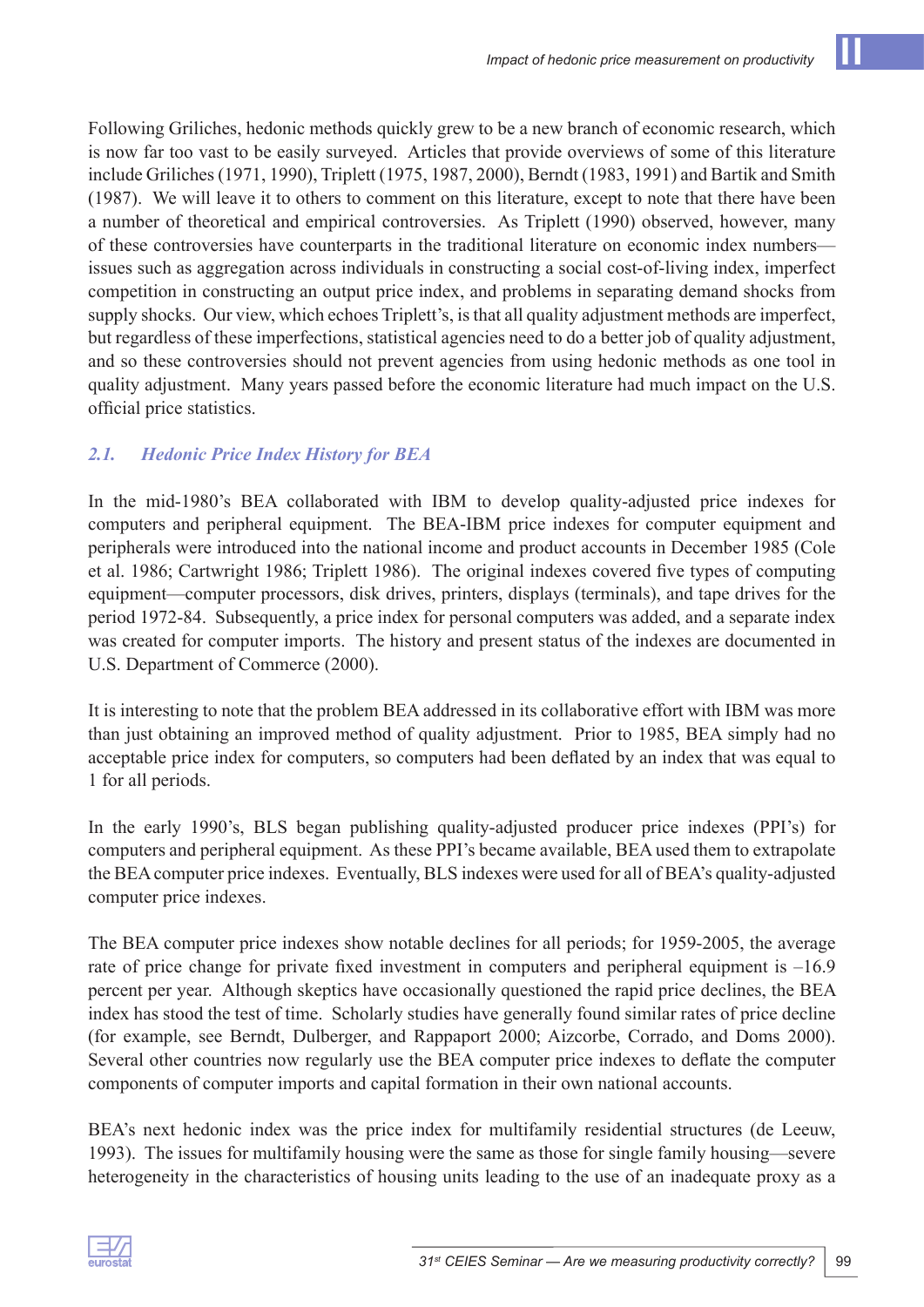Following Griliches, hedonic methods quickly grew to be a new branch of economic research, which is now far too vast to be easily surveyed. Articles that provide overviews of some of this literature include Griliches (1971, 1990), Triplett (1975, 1987, 2000), Berndt (1983, 1991) and Bartik and Smith (1987). We will leave it to others to comment on this literature, except to note that there have been a number of theoretical and empirical controversies. As Triplett (1990) observed, however, many of these controversies have counterparts in the traditional literature on economic index numbers—issues such as aggregation across individuals in constructing a social cost-of-living index, imperfect competition in constructing an output price index, and problems in separating demand shocks from supply shocks. Our view, which echoes Triplett's, is that all quality adjustment methods are imperfect, but regardless of these imperfections, statistical agencies need to do a better job of quality adjustment, and so these controversies should not prevent agencies from using hedonic methods as one tool in quality adjustment. Many years passed before the economic literature had much impact on the U.S. official price statistics.

### *2.1. Hedonic Price Index History for BEA*

In the mid-1980's BEA collaborated with IBM to develop quality-adjusted price indexes for computers and peripheral equipment. The BEA-IBM price indexes for computer equipment and peripherals were introduced into the national income and product accounts in December 1985 (Cole et al. 1986; Cartwright 1986; Triplett 1986). The original indexes covered five types of computing equipment—computer processors, disk drives, printers, displays (terminals), and tape drives for the period 1972-84. Subsequently, a price index for personal computers was added, and a separate index was created for computer imports. The history and present status of the indexes are documented in U.S. Department of Commerce (2000).

It is interesting to note that the problem BEA addressed in its collaborative effort with IBM was more than just obtaining an improved method of quality adjustment. Prior to 1985, BEA simply had no acceptable price index for computers, so computers had been deflated by an index that was equal to 1 for all periods.

In the early 1990's, BLS began publishing quality-adjusted producer price indexes (PPI's) for computers and peripheral equipment. As these PPI's became available, BEA used them to extrapolate the BEA computer price indexes. Eventually, BLS indexes were used for all of BEA's quality-adjusted computer price indexes.

The BEA computer price indexes show notable declines for all periods; for 1959-2005, the average rate of price change for private fixed investment in computers and peripheral equipment is –16.9 percent per year. Although skeptics have occasionally questioned the rapid price declines, the BEA index has stood the test of time. Scholarly studies have generally found similar rates of price decline (for example, see Berndt, Dulberger, and Rappaport 2000; Aizcorbe, Corrado, and Doms 2000). Several other countries now regularly use the BEA computer price indexes to deflate the computer components of computer imports and capital formation in their own national accounts.

BEA's next hedonic index was the price index for multifamily residential structures (de Leeuw, 1993). The issues for multifamily housing were the same as those for single family housing—severe heterogeneity in the characteristics of housing units leading to the use of an inadequate proxy as a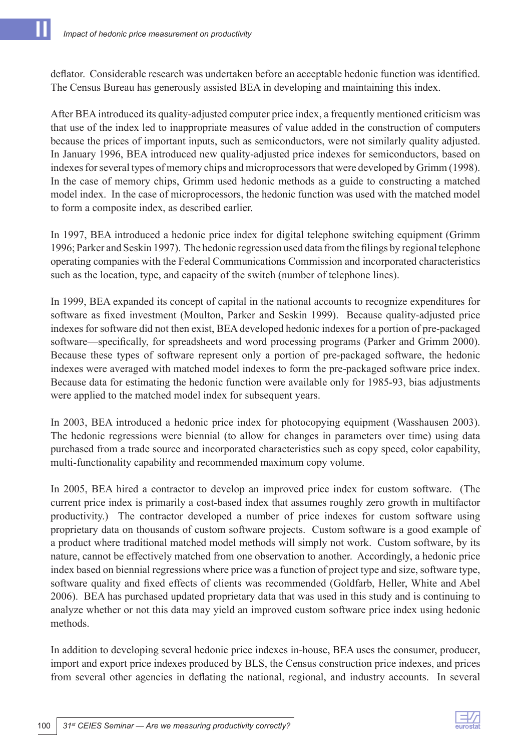deflator. Considerable research was undertaken before an acceptable hedonic function was identified. The Census Bureau has generously assisted BEA in developing and maintaining this index.

After BEA introduced its quality-adjusted computer price index, a frequently mentioned criticism was that use of the index led to inappropriate measures of value added in the construction of computers because the prices of important inputs, such as semiconductors, were not similarly quality adjusted. In January 1996, BEA introduced new quality-adjusted price indexes for semiconductors, based on indexes for several types of memory chips and microprocessors that were developed by Grimm (1998). In the case of memory chips, Grimm used hedonic methods as a guide to constructing a matched model index. In the case of microprocessors, the hedonic function was used with the matched model to form a composite index, as described earlier.

In 1997, BEA introduced a hedonic price index for digital telephone switching equipment (Grimm 1996; Parker and Seskin 1997). The hedonic regression used data from the filings by regional telephone operating companies with the Federal Communications Commission and incorporated characteristics such as the location, type, and capacity of the switch (number of telephone lines).

In 1999, BEA expanded its concept of capital in the national accounts to recognize expenditures for software as fixed investment (Moulton, Parker and Seskin 1999). Because quality-adjusted price indexes for software did not then exist, BEA developed hedonic indexes for a portion of pre-packaged software—specifically, for spreadsheets and word processing programs (Parker and Grimm 2000). Because these types of software represent only a portion of pre-packaged software, the hedonic indexes were averaged with matched model indexes to form the pre-packaged software price index. Because data for estimating the hedonic function were available only for 1985-93, bias adjustments were applied to the matched model index for subsequent years.

In 2003, BEA introduced a hedonic price index for photocopying equipment (Wasshausen 2003). The hedonic regressions were biennial (to allow for changes in parameters over time) using data purchased from a trade source and incorporated characteristics such as copy speed, color capability, multi-functionality capability and recommended maximum copy volume.

In 2005, BEA hired a contractor to develop an improved price index for custom software. (The current price index is primarily a cost-based index that assumes roughly zero growth in multifactor productivity.) The contractor developed a number of price indexes for custom software using proprietary data on thousands of custom software projects. Custom software is a good example of a product where traditional matched model methods will simply not work. Custom software, by its nature, cannot be effectively matched from one observation to another. Accordingly, a hedonic price index based on biennial regressions where price was a function of project type and size, software type, software quality and fixed effects of clients was recommended (Goldfarb, Heller, White and Abel 2006). BEA has purchased updated proprietary data that was used in this study and is continuing to analyze whether or not this data may yield an improved custom software price index using hedonic methods.

In addition to developing several hedonic price indexes in-house, BEA uses the consumer, producer, import and export price indexes produced by BLS, the Census construction price indexes, and prices from several other agencies in deflating the national, regional, and industry accounts. In several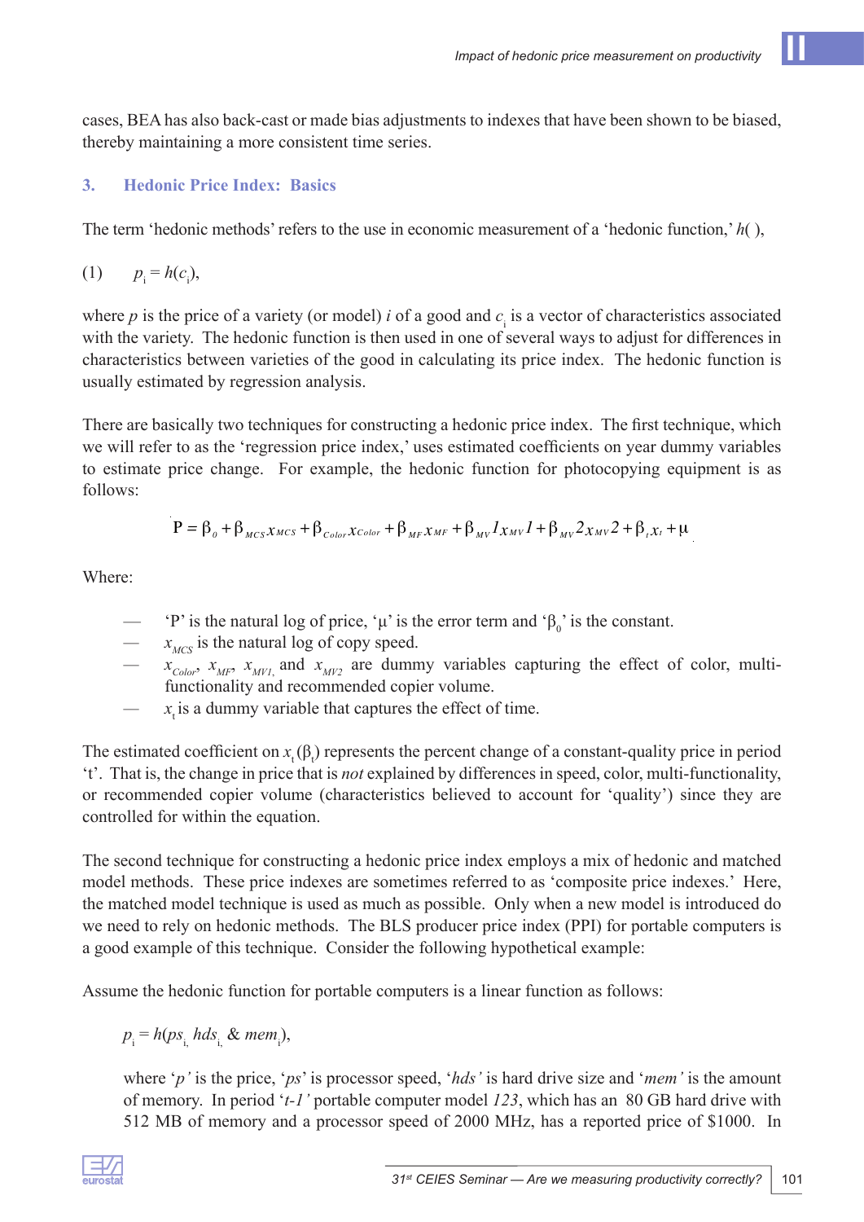cases, BEA has also back-cast or made bias adjustments to indexes that have been shown to be biased, thereby maintaining a more consistent time series.

## 3. Hedonic Price Index: Basics

The term 'hedonic methods' refers to the use in economic measurement of a 'hedonic function,' $h(\,)$,

(1) $p_i = h(c_i)$,

where $p$ is the price of a variety (or model) $i$ of a good and $c_i$ is a vector of characteristics associated with the variety. The hedonic function is then used in one of several ways to adjust for differences in characteristics between varieties of the good in calculating its price index. The hedonic function is usually estimated by regression analysis.

There are basically two techniques for constructing a hedonic price index. The first technique, which we will refer to as the 'regression price index,' uses estimated coefficients on year dummy variables to estimate price change. For example, the hedonic function for photocopying equipment is as follows:

$$P = \beta_0 + \beta_{MCS} x_{MCS} + \beta_{Color} x_{Color} + \beta_{MF} x_{MF} + \beta_{MV} 1 x_{MV} 1 + \beta_{MV} 2 x_{MV} 2 + \beta_t x_t + \mu$$

Where:

- 'P' is the natural log of price, 'μ' is the error term and '$\beta_0$' is the constant.
- $x_{MCS}$ is the natural log of copy speed.
- $x_{Color}$, $x_{MF}$, $x_{MV1}$, and $x_{MV2}$ are dummy variables capturing the effect of color, multi-functionality and recommended copier volume.
- $x_t$ is a dummy variable that captures the effect of time.

The estimated coefficient on $x_t$ ($\beta_t$) represents the percent change of a constant-quality price in period 't'. That is, the change in price that is *not* explained by differences in speed, color, multi-functionality, or recommended copier volume (characteristics believed to account for 'quality') since they are controlled for within the equation.

The second technique for constructing a hedonic price index employs a mix of hedonic and matched model methods. These price indexes are sometimes referred to as 'composite price indexes.' Here, the matched model technique is used as much as possible. Only when a new model is introduced do we need to rely on hedonic methods. The BLS producer price index (PPI) for portable computers is a good example of this technique. Consider the following hypothetical example:

Assume the hedonic function for portable computers is a linear function as follows:

$p_i = h(ps_i, hds_i \,\&\, mem_i)$,

where '*p*' is the price, '*ps*' is processor speed, '*hds*' is hard drive size and '*mem*' is the amount of memory. In period '*t-1*' portable computer model *123*, which has an 80 GB hard drive with 512 MB of memory and a processor speed of 2000 MHz, has a reported price of $1000. In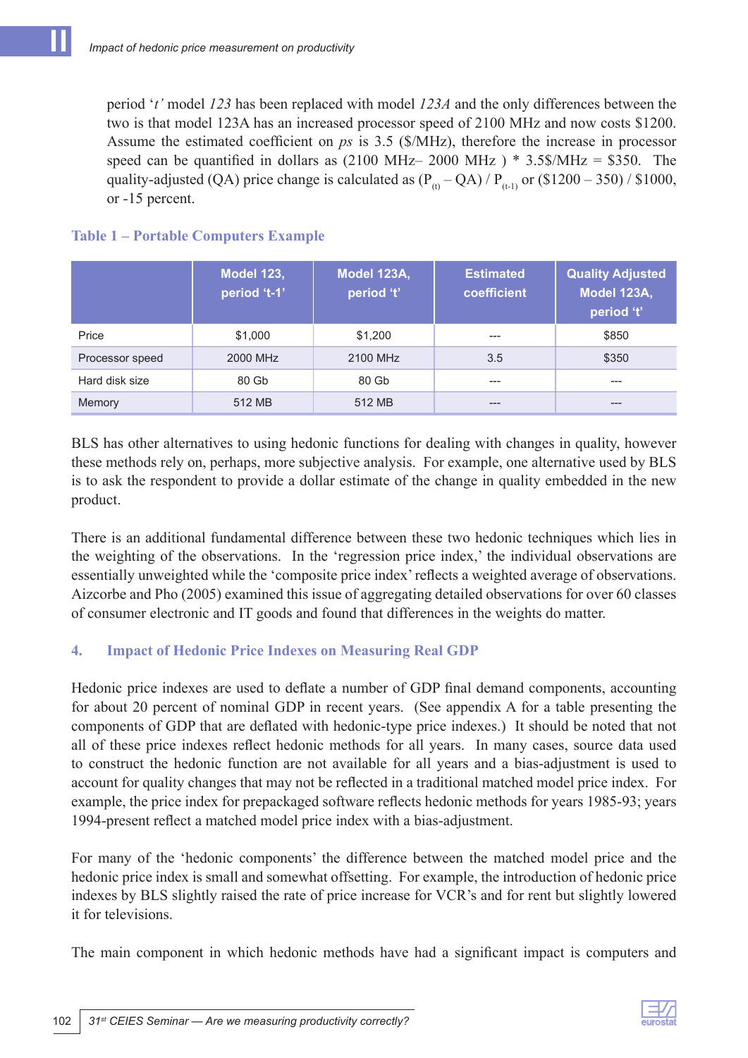period '*t'* model *123* has been replaced with model *123A* and the only differences between the two is that model 123A has an increased processor speed of 2100 MHz and now costs $1200. Assume the estimated coefficient on *ps* is 3.5 ($/MHz), therefore the increase in processor speed can be quantified in dollars as (2100 MHz– 2000 MHz ) * 3.5$/MHz = $350. The quality-adjusted (QA) price change is calculated as $(P_{(t)} – QA) / P_{(t-1)}$ or ($1200 – 350) / $1000, or -15 percent.

**Table 1 – Portable Computers Example**

| | Model 123, period 't-1' | Model 123A, period 't' | Estimated coefficient | Quality Adjusted Model 123A, period 't' |
|---|---|---|---|---|
| Price | $1,000 | $1,200 | --- | $850 |
| Processor speed | 2000 MHz | 2100 MHz | 3.5 | $350 |
| Hard disk size | 80 Gb | 80 Gb | --- | --- |
| Memory | 512 MB | 512 MB | --- | --- |

BLS has other alternatives to using hedonic functions for dealing with changes in quality, however these methods rely on, perhaps, more subjective analysis. For example, one alternative used by BLS is to ask the respondent to provide a dollar estimate of the change in quality embedded in the new product.

There is an additional fundamental difference between these two hedonic techniques which lies in the weighting of the observations. In the 'regression price index,' the individual observations are essentially unweighted while the 'composite price index' reflects a weighted average of observations. Aizcorbe and Pho (2005) examined this issue of aggregating detailed observations for over 60 classes of consumer electronic and IT goods and found that differences in the weights do matter.

## 4. Impact of Hedonic Price Indexes on Measuring Real GDP

Hedonic price indexes are used to deflate a number of GDP final demand components, accounting for about 20 percent of nominal GDP in recent years. (See appendix A for a table presenting the components of GDP that are deflated with hedonic-type price indexes.) It should be noted that not all of these price indexes reflect hedonic methods for all years. In many cases, source data used to construct the hedonic function are not available for all years and a bias-adjustment is used to account for quality changes that may not be reflected in a traditional matched model price index. For example, the price index for prepackaged software reflects hedonic methods for years 1985-93; years 1994-present reflect a matched model price index with a bias-adjustment.

For many of the 'hedonic components' the difference between the matched model price and the hedonic price index is small and somewhat offsetting. For example, the introduction of hedonic price indexes by BLS slightly raised the rate of price increase for VCR's and for rent but slightly lowered it for televisions.

The main component in which hedonic methods have had a significant impact is computers and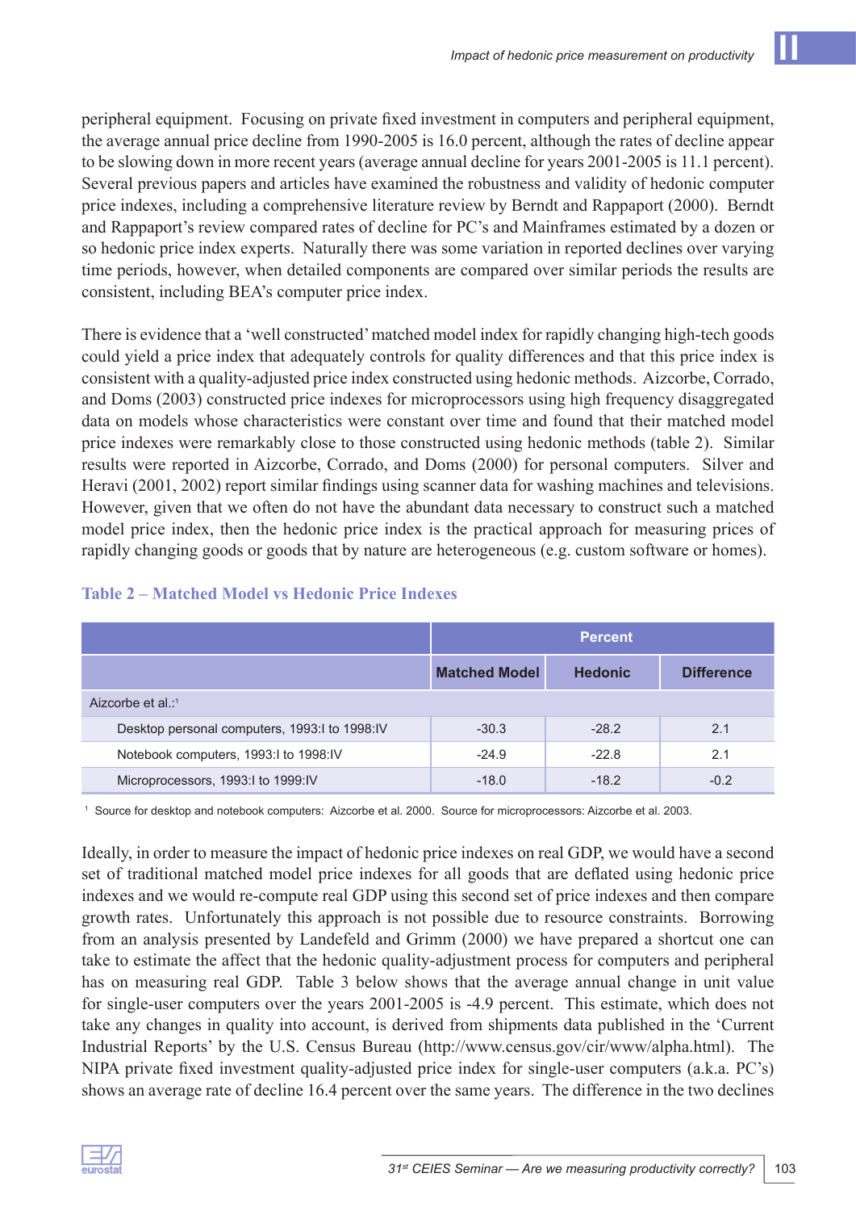peripheral equipment. Focusing on private fixed investment in computers and peripheral equipment, the average annual price decline from 1990-2005 is 16.0 percent, although the rates of decline appear to be slowing down in more recent years (average annual decline for years 2001-2005 is 11.1 percent). Several previous papers and articles have examined the robustness and validity of hedonic computer price indexes, including a comprehensive literature review by Berndt and Rappaport (2000). Berndt and Rappaport's review compared rates of decline for PC's and Mainframes estimated by a dozen or so hedonic price index experts. Naturally there was some variation in reported declines over varying time periods, however, when detailed components are compared over similar periods the results are consistent, including BEA's computer price index.

There is evidence that a 'well constructed' matched model index for rapidly changing high-tech goods could yield a price index that adequately controls for quality differences and that this price index is consistent with a quality-adjusted price index constructed using hedonic methods. Aizcorbe, Corrado, and Doms (2003) constructed price indexes for microprocessors using high frequency disaggregated data on models whose characteristics were constant over time and found that their matched model price indexes were remarkably close to those constructed using hedonic methods (table 2). Similar results were reported in Aizcorbe, Corrado, and Doms (2000) for personal computers. Silver and Heravi (2001, 2002) report similar findings using scanner data for washing machines and televisions. However, given that we often do not have the abundant data necessary to construct such a matched model price index, then the hedonic price index is the practical approach for measuring prices of rapidly changing goods or goods that by nature are heterogeneous (e.g. custom software or homes).

### Table 2 – Matched Model vs Hedonic Price Indexes

| | Percent | | |
|---|---|---|---|
| | **Matched Model** | **Hedonic** | **Difference** |
| Aizcorbe et al.:[1] | | | |
| Desktop personal computers, 1993:I to 1998:IV | -30.3 | -28.2 | 2.1 |
| Notebook computers, 1993:I to 1998:IV | -24.9 | -22.8 | 2.1 |
| Microprocessors, 1993:I to 1999:IV | -18.0 | -18.2 | -0.2 |

[1] Source for desktop and notebook computers: Aizcorbe et al. 2000. Source for microprocessors: Aizcorbe et al. 2003.

Ideally, in order to measure the impact of hedonic price indexes on real GDP, we would have a second set of traditional matched model price indexes for all goods that are deflated using hedonic price indexes and we would re-compute real GDP using this second set of price indexes and then compare growth rates. Unfortunately this approach is not possible due to resource constraints. Borrowing from an analysis presented by Landefeld and Grimm (2000) we have prepared a shortcut one can take to estimate the affect that the hedonic quality-adjustment process for computers and peripheral has on measuring real GDP. Table 3 below shows that the average annual change in unit value for single-user computers over the years 2001-2005 is -4.9 percent. This estimate, which does not take any changes in quality into account, is derived from shipments data published in the 'Current Industrial Reports' by the U.S. Census Bureau (http://www.census.gov/cir/www/alpha.html). The NIPA private fixed investment quality-adjusted price index for single-user computers (a.k.a. PC's) shows an average rate of decline 16.4 percent over the same years. The difference in the two declines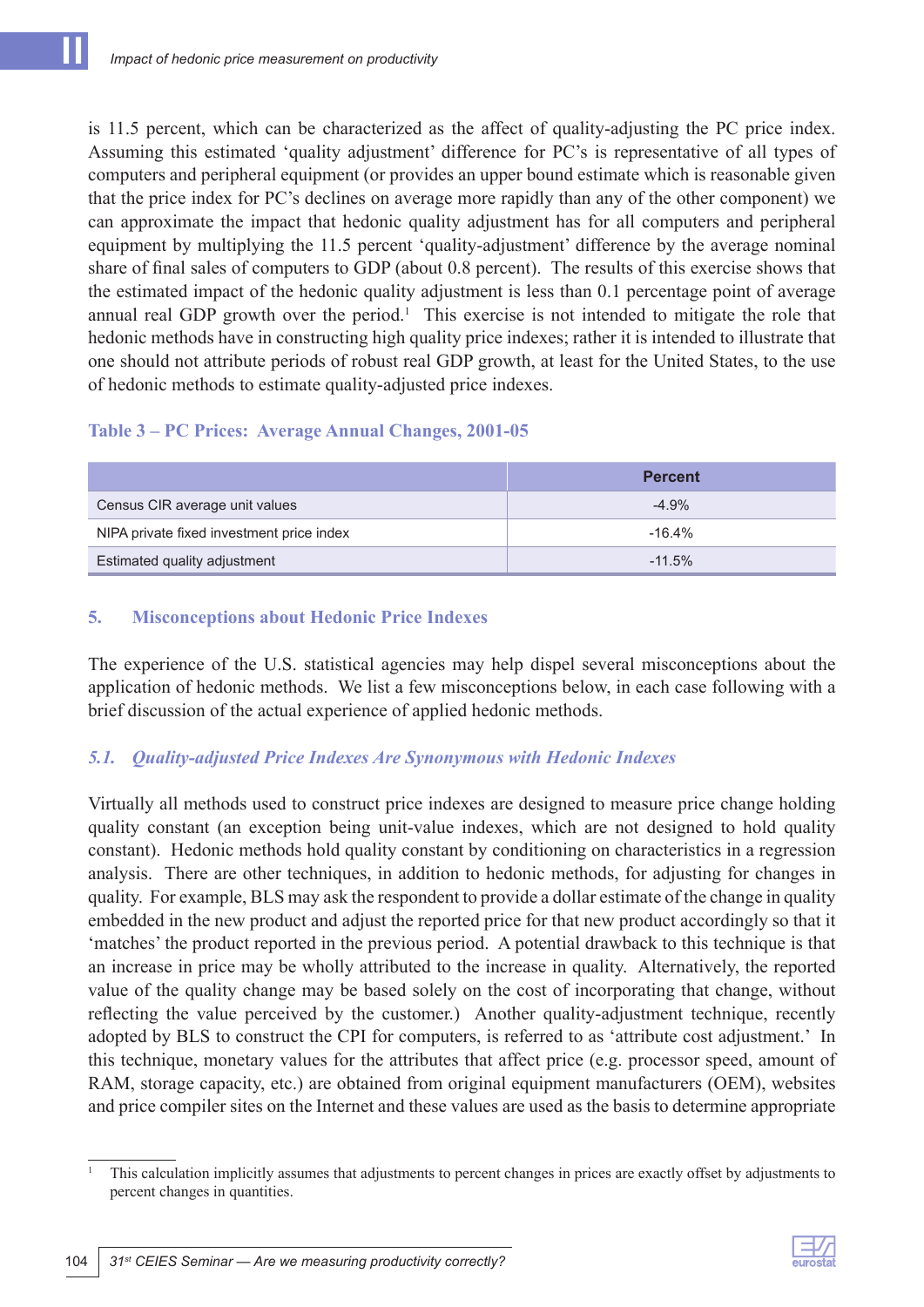is 11.5 percent, which can be characterized as the affect of quality-adjusting the PC price index. Assuming this estimated 'quality adjustment' difference for PC's is representative of all types of computers and peripheral equipment (or provides an upper bound estimate which is reasonable given that the price index for PC's declines on average more rapidly than any of the other component) we can approximate the impact that hedonic quality adjustment has for all computers and peripheral equipment by multiplying the 11.5 percent 'quality-adjustment' difference by the average nominal share of final sales of computers to GDP (about 0.8 percent). The results of this exercise shows that the estimated impact of the hedonic quality adjustment is less than 0.1 percentage point of average annual real GDP growth over the period.[1] This exercise is not intended to mitigate the role that hedonic methods have in constructing high quality price indexes; rather it is intended to illustrate that one should not attribute periods of robust real GDP growth, at least for the United States, to the use of hedonic methods to estimate quality-adjusted price indexes.

**Table 3 – PC Prices: Average Annual Changes, 2001-05**

| | Percent |
|---|---|
| Census CIR average unit values | -4.9% |
| NIPA private fixed investment price index | -16.4% |
| Estimated quality adjustment | -11.5% |

## 5. Misconceptions about Hedonic Price Indexes

The experience of the U.S. statistical agencies may help dispel several misconceptions about the application of hedonic methods. We list a few misconceptions below, in each case following with a brief discussion of the actual experience of applied hedonic methods.

### *5.1. Quality-adjusted Price Indexes Are Synonymous with Hedonic Indexes*

Virtually all methods used to construct price indexes are designed to measure price change holding quality constant (an exception being unit-value indexes, which are not designed to hold quality constant). Hedonic methods hold quality constant by conditioning on characteristics in a regression analysis. There are other techniques, in addition to hedonic methods, for adjusting for changes in quality. For example, BLS may ask the respondent to provide a dollar estimate of the change in quality embedded in the new product and adjust the reported price for that new product accordingly so that it 'matches' the product reported in the previous period. A potential drawback to this technique is that an increase in price may be wholly attributed to the increase in quality. Alternatively, the reported value of the quality change may be based solely on the cost of incorporating that change, without reflecting the value perceived by the customer.) Another quality-adjustment technique, recently adopted by BLS to construct the CPI for computers, is referred to as 'attribute cost adjustment.' In this technique, monetary values for the attributes that affect price (e.g. processor speed, amount of RAM, storage capacity, etc.) are obtained from original equipment manufacturers (OEM), websites and price compiler sites on the Internet and these values are used as the basis to determine appropriate

---

[1] This calculation implicitly assumes that adjustments to percent changes in prices are exactly offset by adjustments to percent changes in quantities.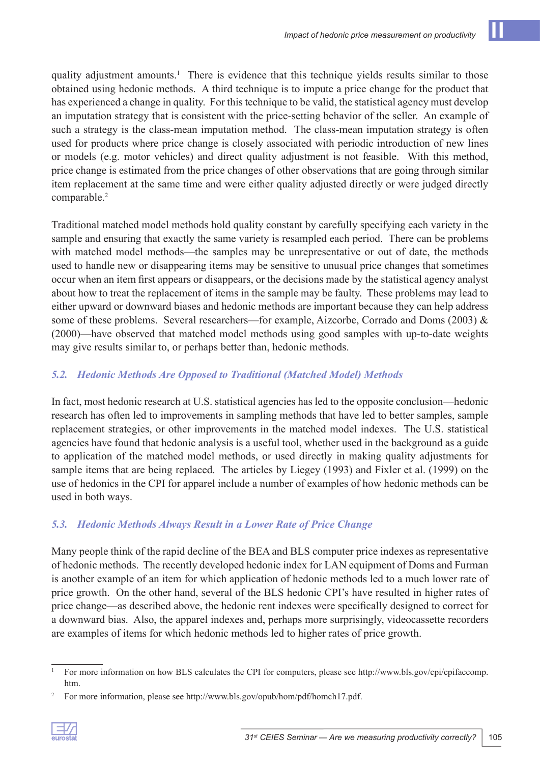quality adjustment amounts.[1] There is evidence that this technique yields results similar to those obtained using hedonic methods. A third technique is to impute a price change for the product that has experienced a change in quality. For this technique to be valid, the statistical agency must develop an imputation strategy that is consistent with the price-setting behavior of the seller. An example of such a strategy is the class-mean imputation method. The class-mean imputation strategy is often used for products where price change is closely associated with periodic introduction of new lines or models (e.g. motor vehicles) and direct quality adjustment is not feasible. With this method, price change is estimated from the price changes of other observations that are going through similar item replacement at the same time and were either quality adjusted directly or were judged directly comparable.[2]

Traditional matched model methods hold quality constant by carefully specifying each variety in the sample and ensuring that exactly the same variety is resampled each period. There can be problems with matched model methods—the samples may be unrepresentative or out of date, the methods used to handle new or disappearing items may be sensitive to unusual price changes that sometimes occur when an item first appears or disappears, or the decisions made by the statistical agency analyst about how to treat the replacement of items in the sample may be faulty. These problems may lead to either upward or downward biases and hedonic methods are important because they can help address some of these problems. Several researchers—for example, Aizcorbe, Corrado and Doms (2003) & (2000)—have observed that matched model methods using good samples with up-to-date weights may give results similar to, or perhaps better than, hedonic methods.

### *5.2. Hedonic Methods Are Opposed to Traditional (Matched Model) Methods*

In fact, most hedonic research at U.S. statistical agencies has led to the opposite conclusion—hedonic research has often led to improvements in sampling methods that have led to better samples, sample replacement strategies, or other improvements in the matched model indexes. The U.S. statistical agencies have found that hedonic analysis is a useful tool, whether used in the background as a guide to application of the matched model methods, or used directly in making quality adjustments for sample items that are being replaced. The articles by Liegey (1993) and Fixler et al. (1999) on the use of hedonics in the CPI for apparel include a number of examples of how hedonic methods can be used in both ways.

### *5.3. Hedonic Methods Always Result in a Lower Rate of Price Change*

Many people think of the rapid decline of the BEA and BLS computer price indexes as representative of hedonic methods. The recently developed hedonic index for LAN equipment of Doms and Furman is another example of an item for which application of hedonic methods led to a much lower rate of price growth. On the other hand, several of the BLS hedonic CPI's have resulted in higher rates of price change—as described above, the hedonic rent indexes were specifically designed to correct for a downward bias. Also, the apparel indexes and, perhaps more surprisingly, videocassette recorders are examples of items for which hedonic methods led to higher rates of price growth.

---

[1] For more information on how BLS calculates the CPI for computers, please see http://www.bls.gov/cpi/cpifaccomp.htm.

[2] For more information, please see http://www.bls.gov/opub/hom/pdf/homch17.pdf.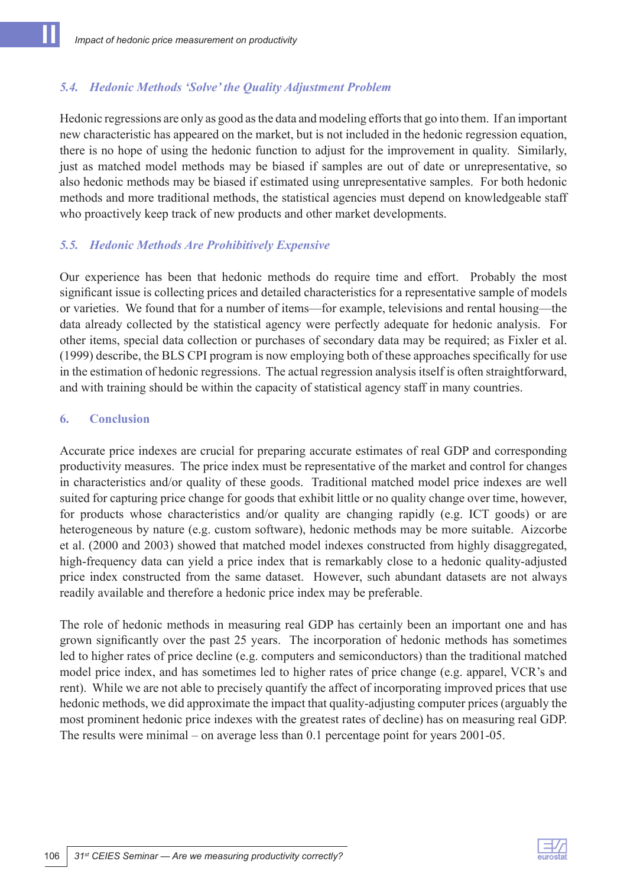### 5.4. Hedonic Methods 'Solve' the Quality Adjustment Problem

Hedonic regressions are only as good as the data and modeling efforts that go into them. If an important new characteristic has appeared on the market, but is not included in the hedonic regression equation, there is no hope of using the hedonic function to adjust for the improvement in quality. Similarly, just as matched model methods may be biased if samples are out of date or unrepresentative, so also hedonic methods may be biased if estimated using unrepresentative samples. For both hedonic methods and more traditional methods, the statistical agencies must depend on knowledgeable staff who proactively keep track of new products and other market developments.

### 5.5. Hedonic Methods Are Prohibitively Expensive

Our experience has been that hedonic methods do require time and effort. Probably the most significant issue is collecting prices and detailed characteristics for a representative sample of models or varieties. We found that for a number of items—for example, televisions and rental housing—the data already collected by the statistical agency were perfectly adequate for hedonic analysis. For other items, special data collection or purchases of secondary data may be required; as Fixler et al. (1999) describe, the BLS CPI program is now employing both of these approaches specifically for use in the estimation of hedonic regressions. The actual regression analysis itself is often straightforward, and with training should be within the capacity of statistical agency staff in many countries.

## 6. Conclusion

Accurate price indexes are crucial for preparing accurate estimates of real GDP and corresponding productivity measures. The price index must be representative of the market and control for changes in characteristics and/or quality of these goods. Traditional matched model price indexes are well suited for capturing price change for goods that exhibit little or no quality change over time, however, for products whose characteristics and/or quality are changing rapidly (e.g. ICT goods) or are heterogeneous by nature (e.g. custom software), hedonic methods may be more suitable. Aizcorbe et al. (2000 and 2003) showed that matched model indexes constructed from highly disaggregated, high-frequency data can yield a price index that is remarkably close to a hedonic quality-adjusted price index constructed from the same dataset. However, such abundant datasets are not always readily available and therefore a hedonic price index may be preferable.

The role of hedonic methods in measuring real GDP has certainly been an important one and has grown significantly over the past 25 years. The incorporation of hedonic methods has sometimes led to higher rates of price decline (e.g. computers and semiconductors) than the traditional matched model price index, and has sometimes led to higher rates of price change (e.g. apparel, VCR's and rent). While we are not able to precisely quantify the affect of incorporating improved prices that use hedonic methods, we did approximate the impact that quality-adjusting computer prices (arguably the most prominent hedonic price indexes with the greatest rates of decline) has on measuring real GDP. The results were minimal – on average less than 0.1 percentage point for years 2001-05.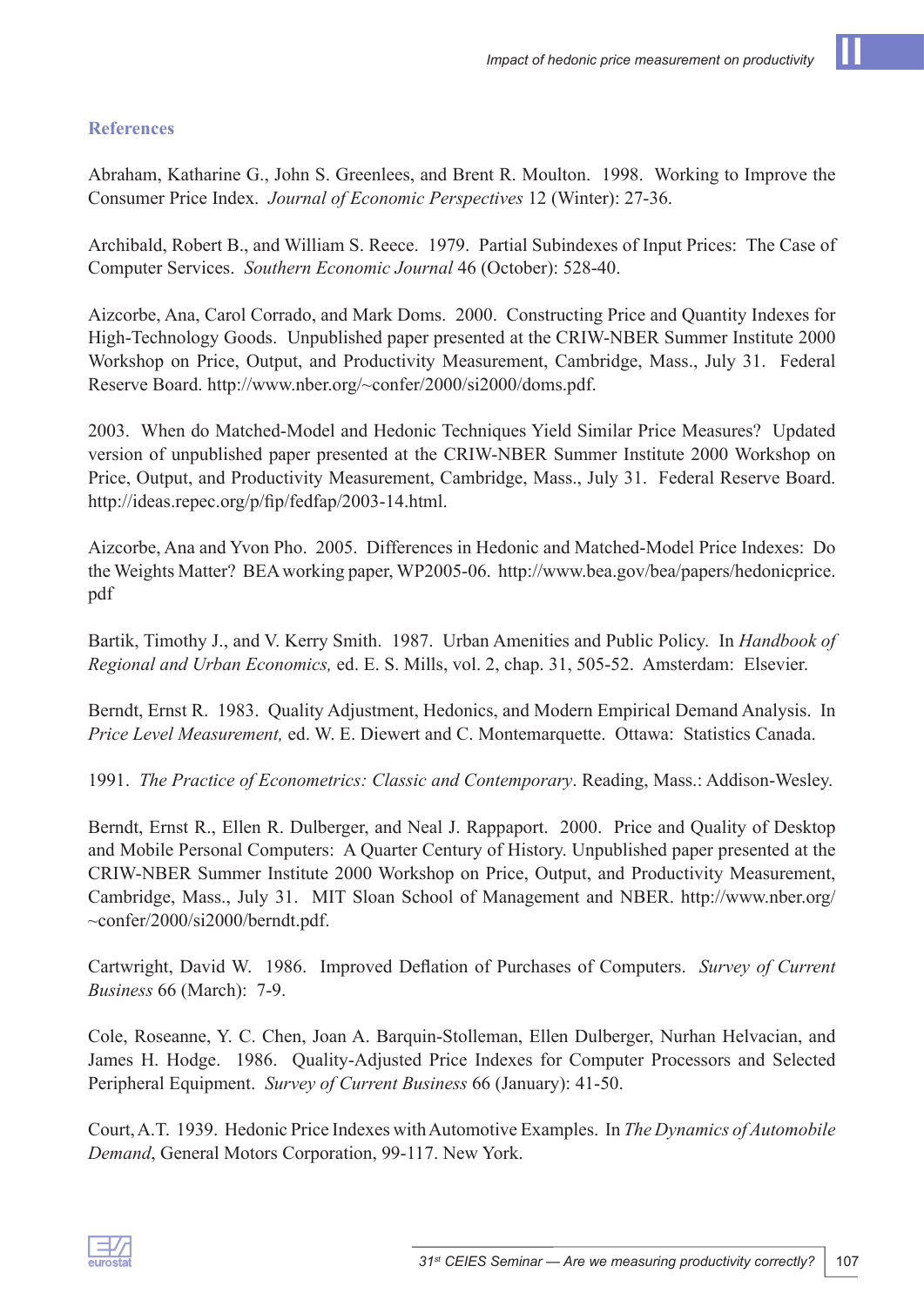## References

Abraham, Katharine G., John S. Greenlees, and Brent R. Moulton. 1998. Working to Improve the Consumer Price Index. *Journal of Economic Perspectives* 12 (Winter): 27-36.

Archibald, Robert B., and William S. Reece. 1979. Partial Subindexes of Input Prices: The Case of Computer Services. *Southern Economic Journal* 46 (October): 528-40.

Aizcorbe, Ana, Carol Corrado, and Mark Doms. 2000. Constructing Price and Quantity Indexes for High-Technology Goods. Unpublished paper presented at the CRIW-NBER Summer Institute 2000 Workshop on Price, Output, and Productivity Measurement, Cambridge, Mass., July 31. Federal Reserve Board. http://www.nber.org/~confer/2000/si2000/doms.pdf.

2003. When do Matched-Model and Hedonic Techniques Yield Similar Price Measures? Updated version of unpublished paper presented at the CRIW-NBER Summer Institute 2000 Workshop on Price, Output, and Productivity Measurement, Cambridge, Mass., July 31. Federal Reserve Board. http://ideas.repec.org/p/fip/fedfap/2003-14.html.

Aizcorbe, Ana and Yvon Pho. 2005. Differences in Hedonic and Matched-Model Price Indexes: Do the Weights Matter? BEA working paper, WP2005-06. http://www.bea.gov/bea/papers/hedonicprice.pdf

Bartik, Timothy J., and V. Kerry Smith. 1987. Urban Amenities and Public Policy. In *Handbook of Regional and Urban Economics,* ed. E. S. Mills, vol. 2, chap. 31, 505-52. Amsterdam: Elsevier.

Berndt, Ernst R. 1983. Quality Adjustment, Hedonics, and Modern Empirical Demand Analysis. In *Price Level Measurement,* ed. W. E. Diewert and C. Montemarquette. Ottawa: Statistics Canada.

1991. *The Practice of Econometrics: Classic and Contemporary*. Reading, Mass.: Addison-Wesley.

Berndt, Ernst R., Ellen R. Dulberger, and Neal J. Rappaport. 2000. Price and Quality of Desktop and Mobile Personal Computers: A Quarter Century of History. Unpublished paper presented at the CRIW-NBER Summer Institute 2000 Workshop on Price, Output, and Productivity Measurement, Cambridge, Mass., July 31. MIT Sloan School of Management and NBER. http://www.nber.org/~confer/2000/si2000/berndt.pdf.

Cartwright, David W. 1986. Improved Deflation of Purchases of Computers. *Survey of Current Business* 66 (March): 7-9.

Cole, Roseanne, Y. C. Chen, Joan A. Barquin-Stolleman, Ellen Dulberger, Nurhan Helvacian, and James H. Hodge. 1986. Quality-Adjusted Price Indexes for Computer Processors and Selected Peripheral Equipment. *Survey of Current Business* 66 (January): 41-50.

Court, A.T. 1939. Hedonic Price Indexes with Automotive Examples. In *The Dynamics of Automobile Demand*, General Motors Corporation, 99-117. New York.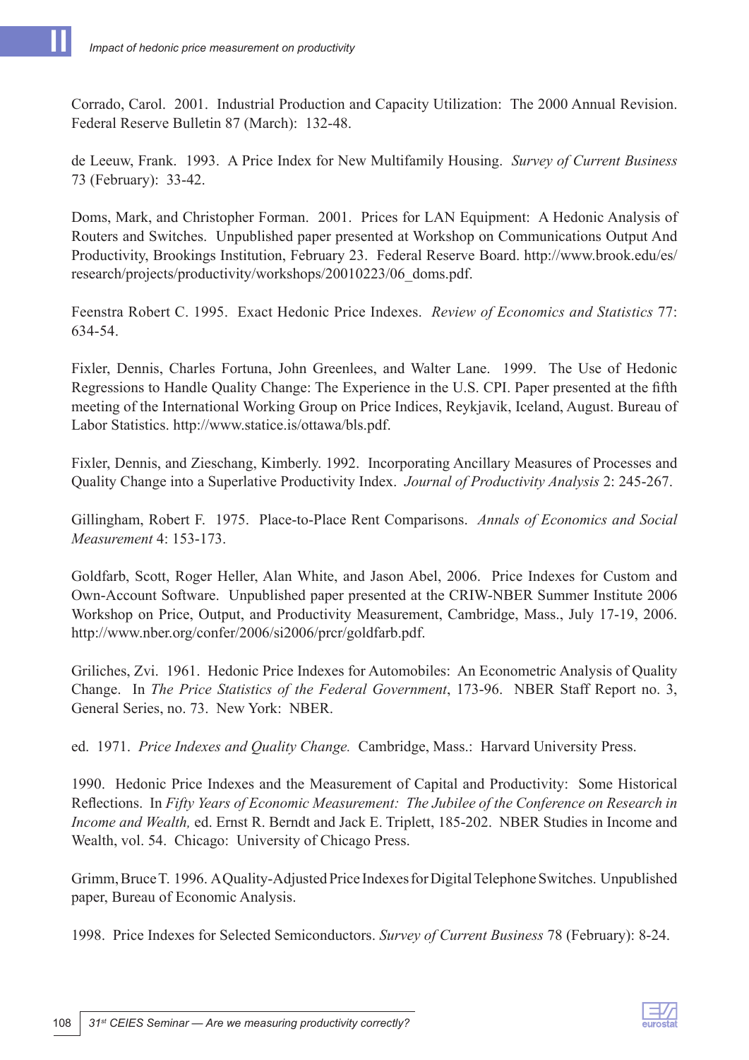Corrado, Carol. 2001. Industrial Production and Capacity Utilization: The 2000 Annual Revision. Federal Reserve Bulletin 87 (March): 132-48.

de Leeuw, Frank. 1993. A Price Index for New Multifamily Housing. *Survey of Current Business* 73 (February): 33-42.

Doms, Mark, and Christopher Forman. 2001. Prices for LAN Equipment: A Hedonic Analysis of Routers and Switches. Unpublished paper presented at Workshop on Communications Output And Productivity, Brookings Institution, February 23. Federal Reserve Board. http://www.brook.edu/es/research/projects/productivity/workshops/20010223/06_doms.pdf.

Feenstra Robert C. 1995. Exact Hedonic Price Indexes. *Review of Economics and Statistics* 77: 634-54.

Fixler, Dennis, Charles Fortuna, John Greenlees, and Walter Lane. 1999. The Use of Hedonic Regressions to Handle Quality Change: The Experience in the U.S. CPI. Paper presented at the fifth meeting of the International Working Group on Price Indices, Reykjavik, Iceland, August. Bureau of Labor Statistics. http://www.statice.is/ottawa/bls.pdf.

Fixler, Dennis, and Zieschang, Kimberly. 1992. Incorporating Ancillary Measures of Processes and Quality Change into a Superlative Productivity Index. *Journal of Productivity Analysis* 2: 245-267.

Gillingham, Robert F. 1975. Place-to-Place Rent Comparisons. *Annals of Economics and Social Measurement* 4: 153-173.

Goldfarb, Scott, Roger Heller, Alan White, and Jason Abel, 2006. Price Indexes for Custom and Own-Account Software. Unpublished paper presented at the CRIW-NBER Summer Institute 2006 Workshop on Price, Output, and Productivity Measurement, Cambridge, Mass., July 17-19, 2006. http://www.nber.org/confer/2006/si2006/prcr/goldfarb.pdf.

Griliches, Zvi. 1961. Hedonic Price Indexes for Automobiles: An Econometric Analysis of Quality Change. In *The Price Statistics of the Federal Government*, 173-96. NBER Staff Report no. 3, General Series, no. 73. New York: NBER.

ed. 1971. *Price Indexes and Quality Change.* Cambridge, Mass.: Harvard University Press.

1990. Hedonic Price Indexes and the Measurement of Capital and Productivity: Some Historical Reflections. In *Fifty Years of Economic Measurement: The Jubilee of the Conference on Research in Income and Wealth,* ed. Ernst R. Berndt and Jack E. Triplett, 185-202. NBER Studies in Income and Wealth, vol. 54. Chicago: University of Chicago Press.

Grimm, Bruce T. 1996. A Quality-Adjusted Price Indexes for Digital Telephone Switches. Unpublished paper, Bureau of Economic Analysis.

1998. Price Indexes for Selected Semiconductors. *Survey of Current Business* 78 (February): 8-24.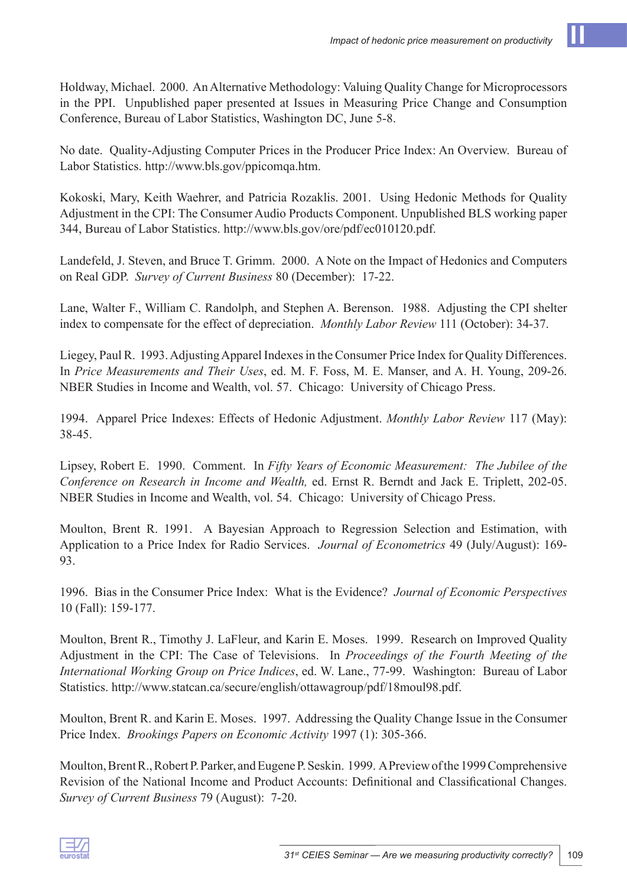Holdway, Michael. 2000. An Alternative Methodology: Valuing Quality Change for Microprocessors in the PPI. Unpublished paper presented at Issues in Measuring Price Change and Consumption Conference, Bureau of Labor Statistics, Washington DC, June 5-8.

No date. Quality-Adjusting Computer Prices in the Producer Price Index: An Overview. Bureau of Labor Statistics. http://www.bls.gov/ppicomqa.htm.

Kokoski, Mary, Keith Waehrer, and Patricia Rozaklis. 2001. Using Hedonic Methods for Quality Adjustment in the CPI: The Consumer Audio Products Component. Unpublished BLS working paper 344, Bureau of Labor Statistics. http://www.bls.gov/ore/pdf/ec010120.pdf.

Landefeld, J. Steven, and Bruce T. Grimm. 2000. A Note on the Impact of Hedonics and Computers on Real GDP. *Survey of Current Business* 80 (December): 17-22.

Lane, Walter F., William C. Randolph, and Stephen A. Berenson. 1988. Adjusting the CPI shelter index to compensate for the effect of depreciation. *Monthly Labor Review* 111 (October): 34-37.

Liegey, Paul R. 1993. Adjusting Apparel Indexes in the Consumer Price Index for Quality Differences. In *Price Measurements and Their Uses*, ed. M. F. Foss, M. E. Manser, and A. H. Young, 209-26. NBER Studies in Income and Wealth, vol. 57. Chicago: University of Chicago Press.

1994. Apparel Price Indexes: Effects of Hedonic Adjustment. *Monthly Labor Review* 117 (May): 38-45.

Lipsey, Robert E. 1990. Comment. In *Fifty Years of Economic Measurement: The Jubilee of the Conference on Research in Income and Wealth,* ed. Ernst R. Berndt and Jack E. Triplett, 202-05. NBER Studies in Income and Wealth, vol. 54. Chicago: University of Chicago Press.

Moulton, Brent R. 1991. A Bayesian Approach to Regression Selection and Estimation, with Application to a Price Index for Radio Services. *Journal of Econometrics* 49 (July/August): 169-93.

1996. Bias in the Consumer Price Index: What is the Evidence? *Journal of Economic Perspectives* 10 (Fall): 159-177.

Moulton, Brent R., Timothy J. LaFleur, and Karin E. Moses. 1999. Research on Improved Quality Adjustment in the CPI: The Case of Televisions. In *Proceedings of the Fourth Meeting of the International Working Group on Price Indices*, ed. W. Lane., 77-99. Washington: Bureau of Labor Statistics. http://www.statcan.ca/secure/english/ottawagroup/pdf/18moul98.pdf.

Moulton, Brent R. and Karin E. Moses. 1997. Addressing the Quality Change Issue in the Consumer Price Index. *Brookings Papers on Economic Activity* 1997 (1): 305-366.

Moulton, Brent R., Robert P. Parker, and Eugene P. Seskin. 1999. A Preview of the 1999 Comprehensive Revision of the National Income and Product Accounts: Definitional and Classificational Changes. *Survey of Current Business* 79 (August): 7-20.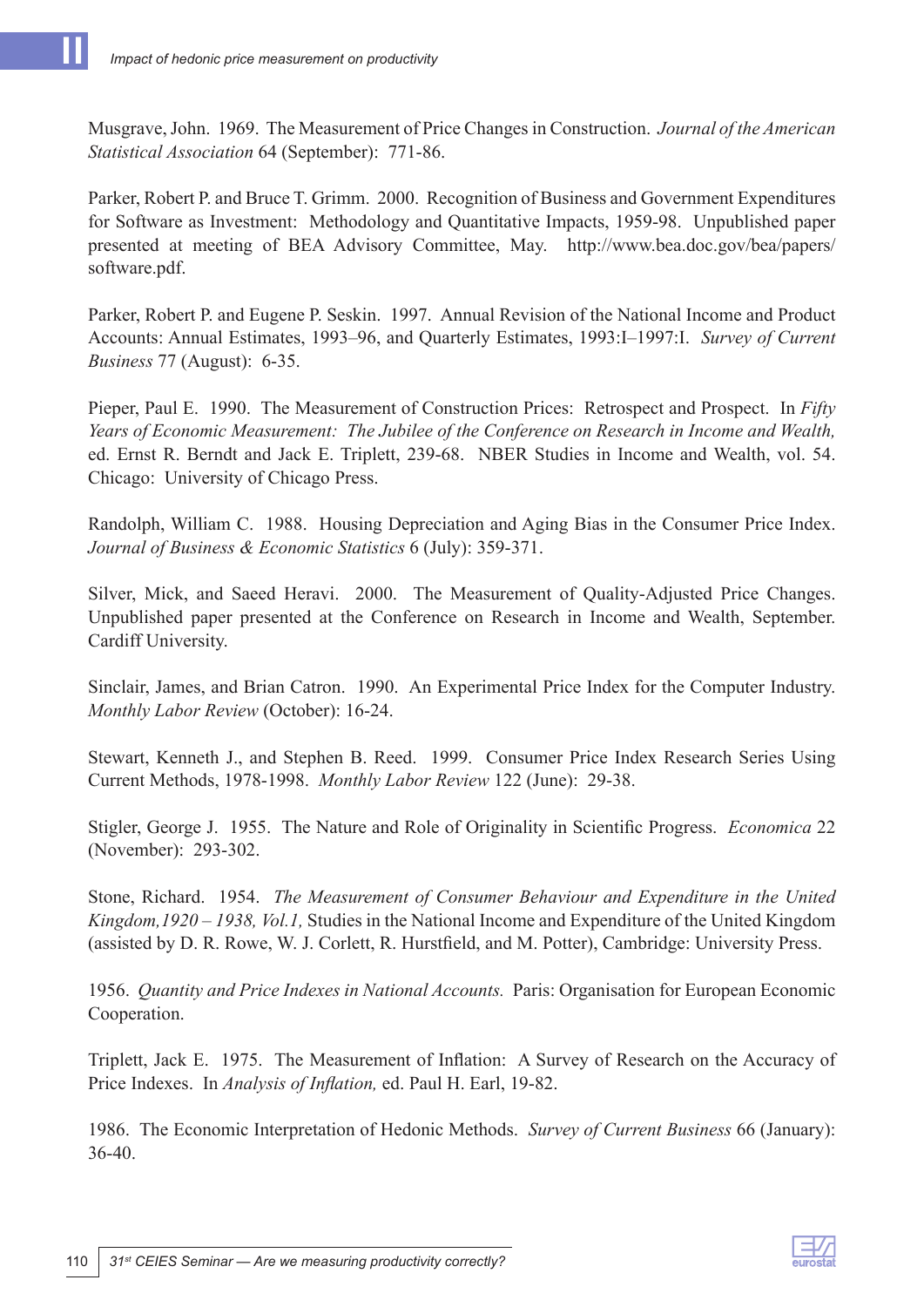Musgrave, John. 1969. The Measurement of Price Changes in Construction. *Journal of the American Statistical Association* 64 (September): 771-86.

Parker, Robert P. and Bruce T. Grimm. 2000. Recognition of Business and Government Expenditures for Software as Investment: Methodology and Quantitative Impacts, 1959-98. Unpublished paper presented at meeting of BEA Advisory Committee, May. http://www.bea.doc.gov/bea/papers/software.pdf.

Parker, Robert P. and Eugene P. Seskin. 1997. Annual Revision of the National Income and Product Accounts: Annual Estimates, 1993–96, and Quarterly Estimates, 1993:I–1997:I. *Survey of Current Business* 77 (August): 6-35.

Pieper, Paul E. 1990. The Measurement of Construction Prices: Retrospect and Prospect. In *Fifty Years of Economic Measurement: The Jubilee of the Conference on Research in Income and Wealth,* ed. Ernst R. Berndt and Jack E. Triplett, 239-68. NBER Studies in Income and Wealth, vol. 54. Chicago: University of Chicago Press.

Randolph, William C. 1988. Housing Depreciation and Aging Bias in the Consumer Price Index. *Journal of Business & Economic Statistics* 6 (July): 359-371.

Silver, Mick, and Saeed Heravi. 2000. The Measurement of Quality-Adjusted Price Changes. Unpublished paper presented at the Conference on Research in Income and Wealth, September. Cardiff University.

Sinclair, James, and Brian Catron. 1990. An Experimental Price Index for the Computer Industry. *Monthly Labor Review* (October): 16-24.

Stewart, Kenneth J., and Stephen B. Reed. 1999. Consumer Price Index Research Series Using Current Methods, 1978-1998. *Monthly Labor Review* 122 (June): 29-38.

Stigler, George J. 1955. The Nature and Role of Originality in Scientific Progress. *Economica* 22 (November): 293-302.

Stone, Richard. 1954. *The Measurement of Consumer Behaviour and Expenditure in the United Kingdom,1920 – 1938, Vol.1,* Studies in the National Income and Expenditure of the United Kingdom (assisted by D. R. Rowe, W. J. Corlett, R. Hurstfield, and M. Potter), Cambridge: University Press.

1956. *Quantity and Price Indexes in National Accounts.* Paris: Organisation for European Economic Cooperation.

Triplett, Jack E. 1975. The Measurement of Inflation: A Survey of Research on the Accuracy of Price Indexes. In *Analysis of Inflation,* ed. Paul H. Earl, 19-82.

1986. The Economic Interpretation of Hedonic Methods. *Survey of Current Business* 66 (January): 36-40.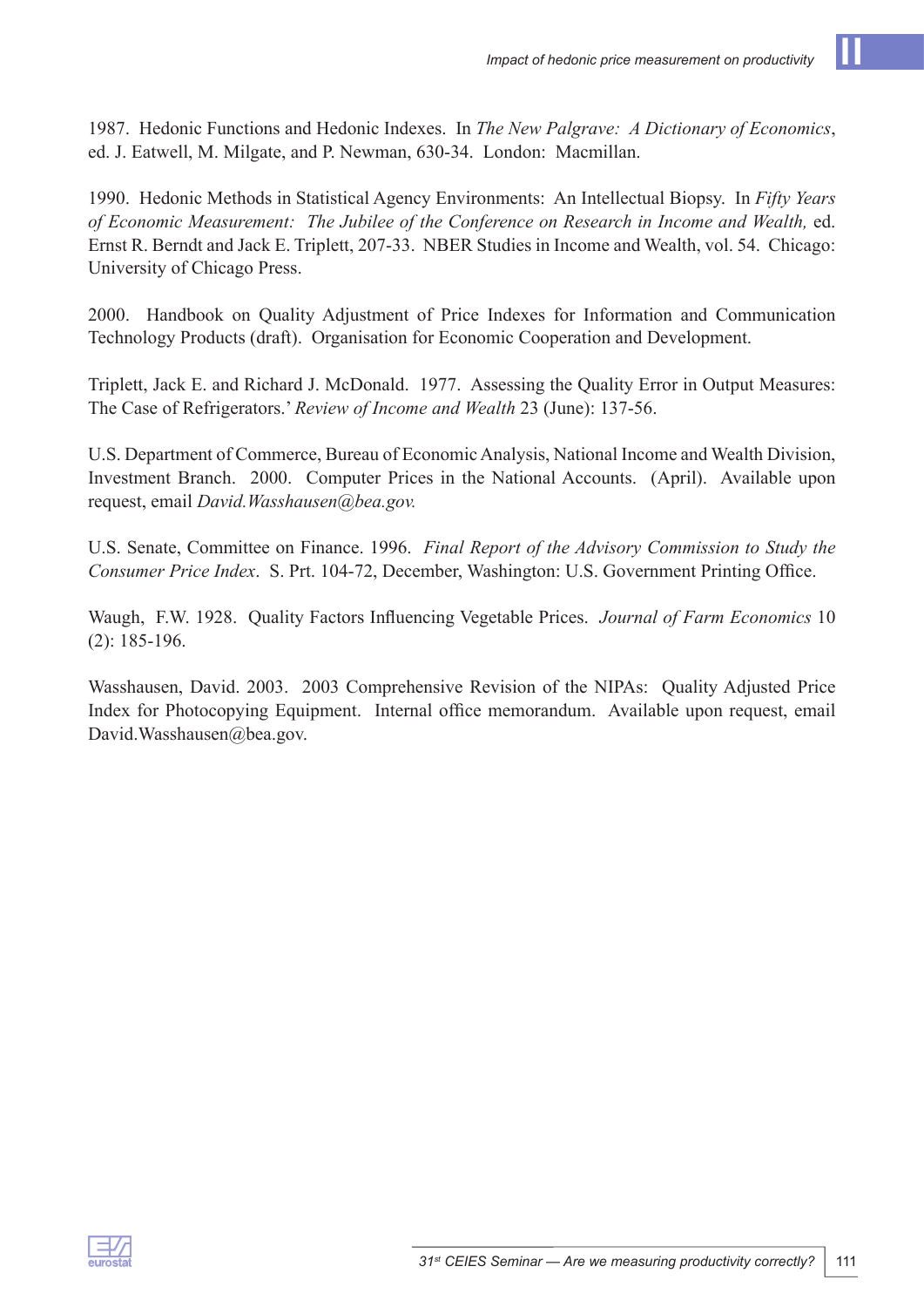1987. Hedonic Functions and Hedonic Indexes. In *The New Palgrave: A Dictionary of Economics*, ed. J. Eatwell, M. Milgate, and P. Newman, 630-34. London: Macmillan.

1990. Hedonic Methods in Statistical Agency Environments: An Intellectual Biopsy. In *Fifty Years of Economic Measurement: The Jubilee of the Conference on Research in Income and Wealth,* ed. Ernst R. Berndt and Jack E. Triplett, 207-33. NBER Studies in Income and Wealth, vol. 54. Chicago: University of Chicago Press.

2000. Handbook on Quality Adjustment of Price Indexes for Information and Communication Technology Products (draft). Organisation for Economic Cooperation and Development.

Triplett, Jack E. and Richard J. McDonald. 1977. Assessing the Quality Error in Output Measures: The Case of Refrigerators.' *Review of Income and Wealth* 23 (June): 137-56.

U.S. Department of Commerce, Bureau of Economic Analysis, National Income and Wealth Division, Investment Branch. 2000. Computer Prices in the National Accounts. (April). Available upon request, email *David.Wasshausen@bea.gov.*

U.S. Senate, Committee on Finance. 1996. *Final Report of the Advisory Commission to Study the Consumer Price Index*. S. Prt. 104-72, December, Washington: U.S. Government Printing Office.

Waugh, F.W. 1928. Quality Factors Influencing Vegetable Prices. *Journal of Farm Economics* 10 (2): 185-196.

Wasshausen, David. 2003. 2003 Comprehensive Revision of the NIPAs: Quality Adjusted Price Index for Photocopying Equipment. Internal office memorandum. Available upon request, email David.Wasshausen@bea.gov.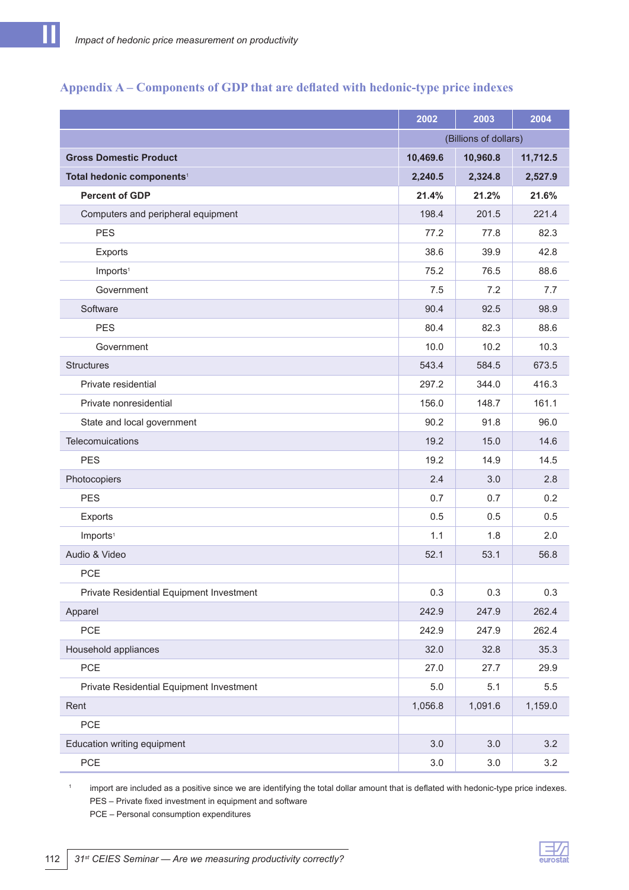## Appendix A – Components of GDP that are deflated with hedonic-type price indexes

| | 2002 | 2003 | 2004 |
|---|---|---|---|
| | (Billions of dollars) | | |
| **Gross Domestic Product** | **10,469.6** | **10,960.8** | **11,712.5** |
| **Total hedonic components**[1] | **2,240.5** | **2,324.8** | **2,527.9** |
| **Percent of GDP** | **21.4%** | **21.2%** | **21.6%** |
| Computers and peripheral equipment | 198.4 | 201.5 | 221.4 |
| PES | 77.2 | 77.8 | 82.3 |
| Exports | 38.6 | 39.9 | 42.8 |
| Imports[1] | 75.2 | 76.5 | 88.6 |
| Government | 7.5 | 7.2 | 7.7 |
| Software | 90.4 | 92.5 | 98.9 |
| PES | 80.4 | 82.3 | 88.6 |
| Government | 10.0 | 10.2 | 10.3 |
| Structures | 543.4 | 584.5 | 673.5 |
| Private residential | 297.2 | 344.0 | 416.3 |
| Private nonresidential | 156.0 | 148.7 | 161.1 |
| State and local government | 90.2 | 91.8 | 96.0 |
| Telecomuications | 19.2 | 15.0 | 14.6 |
| PES | 19.2 | 14.9 | 14.5 |
| Photocopiers | 2.4 | 3.0 | 2.8 |
| PES | 0.7 | 0.7 | 0.2 |
| Exports | 0.5 | 0.5 | 0.5 |
| Imports[1] | 1.1 | 1.8 | 2.0 |
| Audio & Video | 52.1 | 53.1 | 56.8 |
| PCE | | | |
| Private Residential Equipment Investment | 0.3 | 0.3 | 0.3 |
| Apparel | 242.9 | 247.9 | 262.4 |
| PCE | 242.9 | 247.9 | 262.4 |
| Household appliances | 32.0 | 32.8 | 35.3 |
| PCE | 27.0 | 27.7 | 29.9 |
| Private Residential Equipment Investment | 5.0 | 5.1 | 5.5 |
| Rent | 1,056.8 | 1,091.6 | 1,159.0 |
| PCE | | | |
| Education writing equipment | 3.0 | 3.0 | 3.2 |
| PCE | 3.0 | 3.0 | 3.2 |

[1] import are included as a positive since we are identifying the total dollar amount that is deflated with hedonic-type price indexes.
PES – Private fixed investment in equipment and software
PCE – Personal consumption expenditures